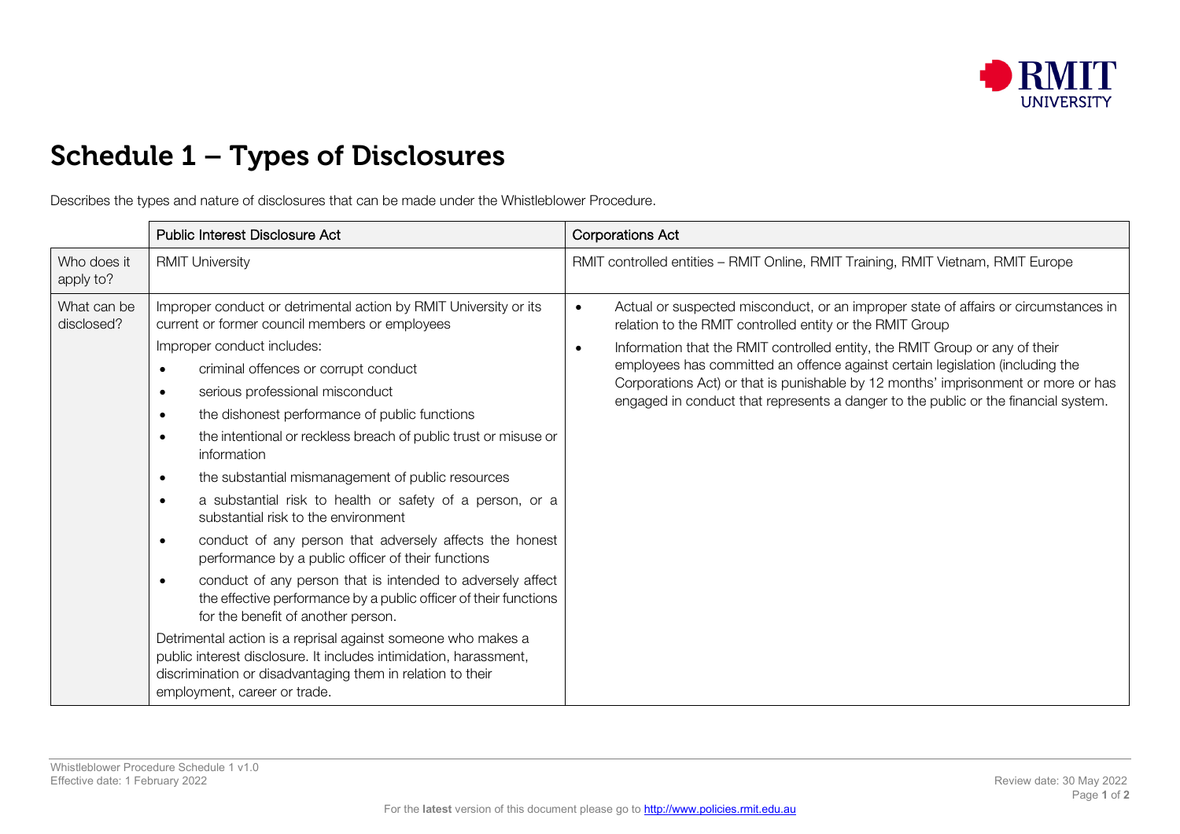# Schedule 1 – Types of Disclosures

Describes the types and nature of disclosures that can be made under the Whistleblower Procedure.

| | Public Interest Disclosure Act | Corporations Act |
|---|---|---|
| Who does it apply to? | RMIT University | RMIT controlled entities – RMIT Online, RMIT Training, RMIT Vietnam, RMIT Europe |
| What can be disclosed? | Improper conduct or detrimental action by RMIT University or its current or former council members or employees<br><br>Improper conduct includes:<br>• criminal offences or corrupt conduct<br>• serious professional misconduct<br>• the dishonest performance of public functions<br>• the intentional or reckless breach of public trust or misuse or information<br>• the substantial mismanagement of public resources<br>• a substantial risk to health or safety of a person, or a substantial risk to the environment<br>• conduct of any person that adversely affects the honest performance by a public officer of their functions<br>• conduct of any person that is intended to adversely affect the effective performance by a public officer of their functions for the benefit of another person.<br><br>Detrimental action is a reprisal against someone who makes a public interest disclosure. It includes intimidation, harassment, discrimination or disadvantaging them in relation to their employment, career or trade. | • Actual or suspected misconduct, or an improper state of affairs or circumstances in relation to the RMIT controlled entity or the RMIT Group<br>• Information that the RMIT controlled entity, the RMIT Group or any of their employees has committed an offence against certain legislation (including the Corporations Act) or that is punishable by 12 months' imprisonment or more or has engaged in conduct that represents a danger to the public or the financial system. |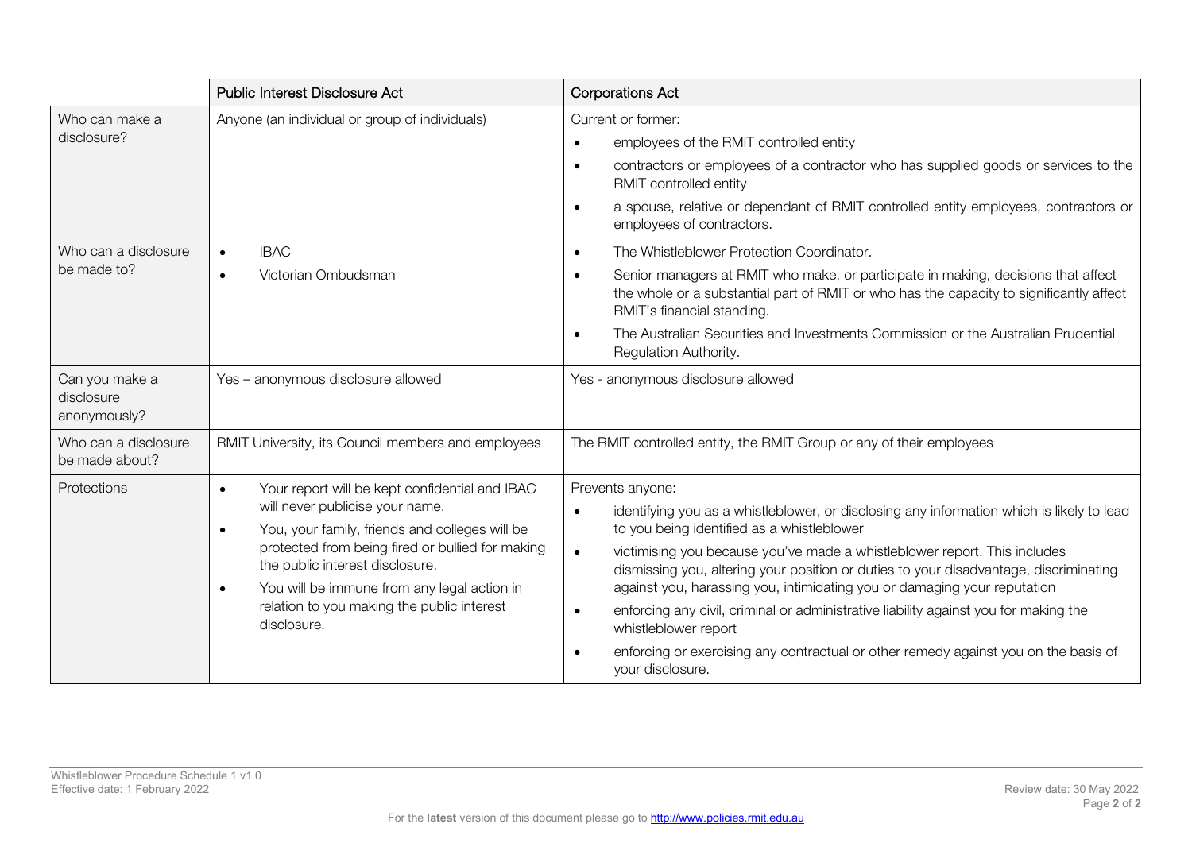| | Public Interest Disclosure Act | Corporations Act |
|---|---|---|
| Who can make a disclosure? | Anyone (an individual or group of individuals) | Current or former:<br>• employees of the RMIT controlled entity<br>• contractors or employees of a contractor who has supplied goods or services to the RMIT controlled entity<br>• a spouse, relative or dependant of RMIT controlled entity employees, contractors or employees of contractors. |
| Who can a disclosure be made to? | • IBAC<br>• Victorian Ombudsman | • The Whistleblower Protection Coordinator.<br>• Senior managers at RMIT who make, or participate in making, decisions that affect the whole or a substantial part of RMIT or who has the capacity to significantly affect RMIT's financial standing.<br>• The Australian Securities and Investments Commission or the Australian Prudential Regulation Authority. |
| Can you make a disclosure anonymously? | Yes – anonymous disclosure allowed | Yes - anonymous disclosure allowed |
| Who can a disclosure be made about? | RMIT University, its Council members and employees | The RMIT controlled entity, the RMIT Group or any of their employees |
| Protections | • Your report will be kept confidential and IBAC will never publicise your name.<br>• You, your family, friends and colleges will be protected from being fired or bullied for making the public interest disclosure.<br>• You will be immune from any legal action in relation to you making the public interest disclosure. | Prevents anyone:<br>• identifying you as a whistleblower, or disclosing any information which is likely to lead to you being identified as a whistleblower<br>• victimising you because you've made a whistleblower report. This includes dismissing you, altering your position or duties to your disadvantage, discriminating against you, harassing you, intimidating you or damaging your reputation<br>• enforcing any civil, criminal or administrative liability against you for making the whistleblower report<br>• enforcing or exercising any contractual or other remedy against you on the basis of your disclosure. |